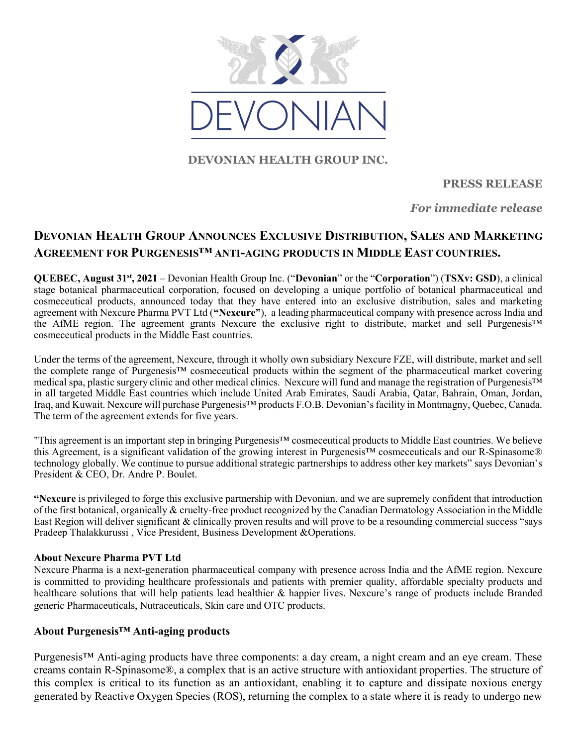**DEVONIAN HEALTH GROUP INC.**

**PRESS RELEASE**

***For immediate release***

# DEVONIAN HEALTH GROUP ANNOUNCES EXCLUSIVE DISTRIBUTION, SALES AND MARKETING AGREEMENT FOR PURGENESIS™ ANTI-AGING PRODUCTS IN MIDDLE EAST COUNTRIES.

**QUEBEC, August 31st, 2021** – Devonian Health Group Inc. ("**Devonian**" or the "**Corporation**") (**TSXv: GSD**), a clinical stage botanical pharmaceutical corporation, focused on developing a unique portfolio of botanical pharmaceutical and cosmeceutical products, announced today that they have entered into an exclusive distribution, sales and marketing agreement with Nexcure Pharma PVT Ltd (**"Nexcure"**), a leading pharmaceutical company with presence across India and the AfME region. The agreement grants Nexcure the exclusive right to distribute, market and sell Purgenesis™ cosmeceutical products in the Middle East countries.

Under the terms of the agreement, Nexcure, through it wholly own subsidiary Nexcure FZE, will distribute, market and sell the complete range of Purgenesis™ cosmeceutical products within the segment of the pharmaceutical market covering medical spa, plastic surgery clinic and other medical clinics. Nexcure will fund and manage the registration of Purgenesis™ in all targeted Middle East countries which include United Arab Emirates, Saudi Arabia, Qatar, Bahrain, Oman, Jordan, Iraq, and Kuwait. Nexcure will purchase Purgenesis™ products F.O.B. Devonian's facility in Montmagny, Quebec, Canada. The term of the agreement extends for five years.

"This agreement is an important step in bringing Purgenesis™ cosmeceutical products to Middle East countries. We believe this Agreement, is a significant validation of the growing interest in Purgenesis™ cosmeceuticals and our R-Spinasome® technology globally. We continue to pursue additional strategic partnerships to address other key markets" says Devonian's President & CEO, Dr. Andre P. Boulet.

**"Nexcure** is privileged to forge this exclusive partnership with Devonian, and we are supremely confident that introduction of the first botanical, organically & cruelty-free product recognized by the Canadian Dermatology Association in the Middle East Region will deliver significant & clinically proven results and will prove to be a resounding commercial success "says Pradeep Thalakkurussi , Vice President, Business Development &Operations.

**About Nexcure Pharma PVT Ltd**

Nexcure Pharma is a next-generation pharmaceutical company with presence across India and the AfME region. Nexcure is committed to providing healthcare professionals and patients with premier quality, affordable specialty products and healthcare solutions that will help patients lead healthier & happier lives. Nexcure's range of products include Branded generic Pharmaceuticals, Nutraceuticals, Skin care and OTC products.

## About Purgenesis™ Anti-aging products

Purgenesis™ Anti-aging products have three components: a day cream, a night cream and an eye cream. These creams contain R-Spinasome®, a complex that is an active structure with antioxidant properties. The structure of this complex is critical to its function as an antioxidant, enabling it to capture and dissipate noxious energy generated by Reactive Oxygen Species (ROS), returning the complex to a state where it is ready to undergo new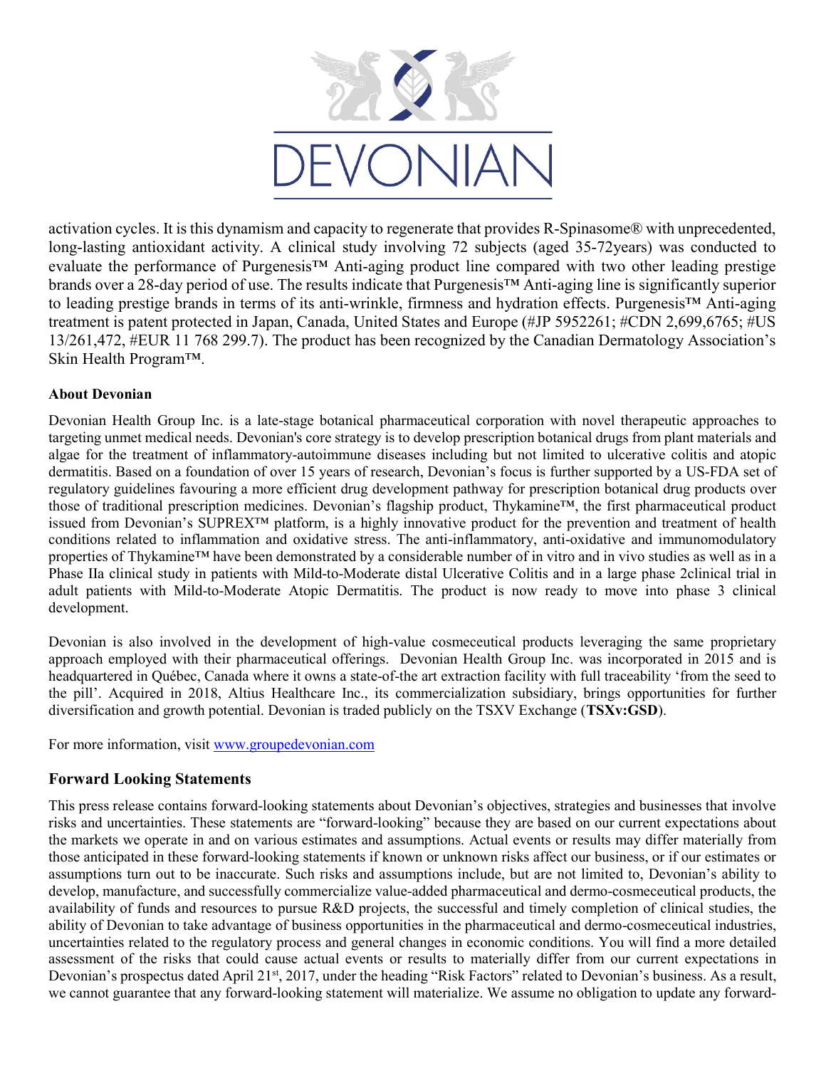activation cycles. It is this dynamism and capacity to regenerate that provides R-Spinasome® with unprecedented, long-lasting antioxidant activity. A clinical study involving 72 subjects (aged 35-72years) was conducted to evaluate the performance of Purgenesis™ Anti-aging product line compared with two other leading prestige brands over a 28-day period of use. The results indicate that Purgenesis™ Anti-aging line is significantly superior to leading prestige brands in terms of its anti-wrinkle, firmness and hydration effects. Purgenesis™ Anti-aging treatment is patent protected in Japan, Canada, United States and Europe (#JP 5952261; #CDN 2,699,6765; #US 13/261,472, #EUR 11 768 299.7). The product has been recognized by the Canadian Dermatology Association's Skin Health Program™.

**About Devonian**

Devonian Health Group Inc. is a late-stage botanical pharmaceutical corporation with novel therapeutic approaches to targeting unmet medical needs. Devonian's core strategy is to develop prescription botanical drugs from plant materials and algae for the treatment of inflammatory-autoimmune diseases including but not limited to ulcerative colitis and atopic dermatitis. Based on a foundation of over 15 years of research, Devonian's focus is further supported by a US-FDA set of regulatory guidelines favouring a more efficient drug development pathway for prescription botanical drug products over those of traditional prescription medicines. Devonian's flagship product, Thykamine™, the first pharmaceutical product issued from Devonian's SUPREX™ platform, is a highly innovative product for the prevention and treatment of health conditions related to inflammation and oxidative stress. The anti-inflammatory, anti-oxidative and immunomodulatory properties of Thykamine™ have been demonstrated by a considerable number of in vitro and in vivo studies as well as in a Phase IIa clinical study in patients with Mild-to-Moderate distal Ulcerative Colitis and in a large phase 2clinical trial in adult patients with Mild-to-Moderate Atopic Dermatitis. The product is now ready to move into phase 3 clinical development.

Devonian is also involved in the development of high-value cosmeceutical products leveraging the same proprietary approach employed with their pharmaceutical offerings. Devonian Health Group Inc. was incorporated in 2015 and is headquartered in Québec, Canada where it owns a state-of-the art extraction facility with full traceability 'from the seed to the pill'. Acquired in 2018, Altius Healthcare Inc., its commercialization subsidiary, brings opportunities for further diversification and growth potential. Devonian is traded publicly on the TSXV Exchange (**TSXv:GSD**).

For more information, visit www.groupedevonian.com

## Forward Looking Statements

This press release contains forward-looking statements about Devonian's objectives, strategies and businesses that involve risks and uncertainties. These statements are "forward-looking" because they are based on our current expectations about the markets we operate in and on various estimates and assumptions. Actual events or results may differ materially from those anticipated in these forward-looking statements if known or unknown risks affect our business, or if our estimates or assumptions turn out to be inaccurate. Such risks and assumptions include, but are not limited to, Devonian's ability to develop, manufacture, and successfully commercialize value-added pharmaceutical and dermo-cosmeceutical products, the availability of funds and resources to pursue R&D projects, the successful and timely completion of clinical studies, the ability of Devonian to take advantage of business opportunities in the pharmaceutical and dermo-cosmeceutical industries, uncertainties related to the regulatory process and general changes in economic conditions. You will find a more detailed assessment of the risks that could cause actual events or results to materially differ from our current expectations in Devonian's prospectus dated April 21st, 2017, under the heading "Risk Factors" related to Devonian's business. As a result, we cannot guarantee that any forward-looking statement will materialize. We assume no obligation to update any forward-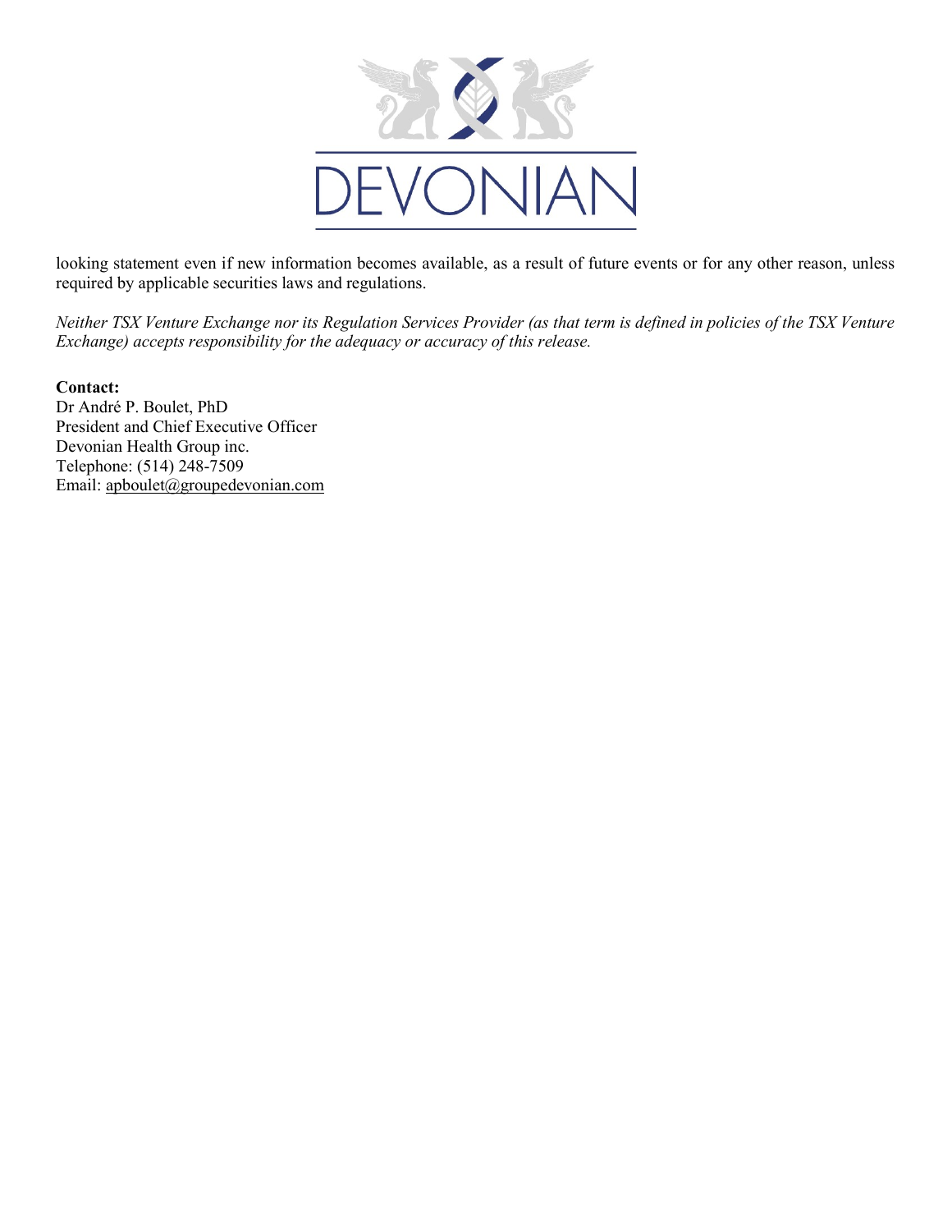looking statement even if new information becomes available, as a result of future events or for any other reason, unless required by applicable securities laws and regulations.

*Neither TSX Venture Exchange nor its Regulation Services Provider (as that term is defined in policies of the TSX Venture Exchange) accepts responsibility for the adequacy or accuracy of this release.*

**Contact:**
Dr André P. Boulet, PhD
President and Chief Executive Officer
Devonian Health Group inc.
Telephone: (514) 248-7509
Email: apboulet@groupedevonian.com